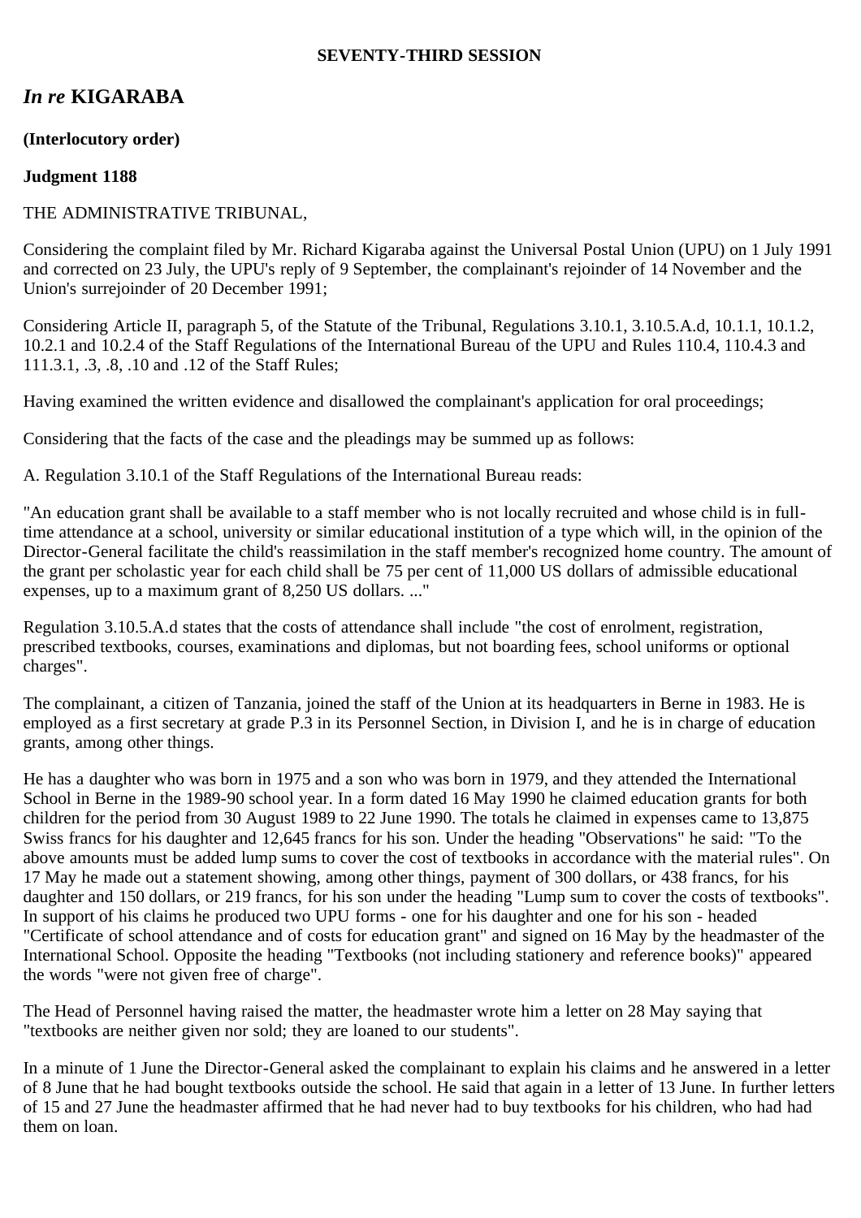**SEVENTY-THIRD SESSION**

## *In re* **KIGARABA**

**(Interlocutory order)**

**Judgment 1188**

THE ADMINISTRATIVE TRIBUNAL,

Considering the complaint filed by Mr. Richard Kigaraba against the Universal Postal Union (UPU) on 1 July 1991 and corrected on 23 July, the UPU's reply of 9 September, the complainant's rejoinder of 14 November and the Union's surrejoinder of 20 December 1991;

Considering Article II, paragraph 5, of the Statute of the Tribunal, Regulations 3.10.1, 3.10.5.A.d, 10.1.1, 10.1.2, 10.2.1 and 10.2.4 of the Staff Regulations of the International Bureau of the UPU and Rules 110.4, 110.4.3 and 111.3.1, .3, .8, .10 and .12 of the Staff Rules;

Having examined the written evidence and disallowed the complainant's application for oral proceedings;

Considering that the facts of the case and the pleadings may be summed up as follows:

A. Regulation 3.10.1 of the Staff Regulations of the International Bureau reads:

"An education grant shall be available to a staff member who is not locally recruited and whose child is in full-time attendance at a school, university or similar educational institution of a type which will, in the opinion of the Director-General facilitate the child's reassimilation in the staff member's recognized home country. The amount of the grant per scholastic year for each child shall be 75 per cent of 11,000 US dollars of admissible educational expenses, up to a maximum grant of 8,250 US dollars. ..."

Regulation 3.10.5.A.d states that the costs of attendance shall include "the cost of enrolment, registration, prescribed textbooks, courses, examinations and diplomas, but not boarding fees, school uniforms or optional charges".

The complainant, a citizen of Tanzania, joined the staff of the Union at its headquarters in Berne in 1983. He is employed as a first secretary at grade P.3 in its Personnel Section, in Division I, and he is in charge of education grants, among other things.

He has a daughter who was born in 1975 and a son who was born in 1979, and they attended the International School in Berne in the 1989-90 school year. In a form dated 16 May 1990 he claimed education grants for both children for the period from 30 August 1989 to 22 June 1990. The totals he claimed in expenses came to 13,875 Swiss francs for his daughter and 12,645 francs for his son. Under the heading "Observations" he said: "To the above amounts must be added lump sums to cover the cost of textbooks in accordance with the material rules". On 17 May he made out a statement showing, among other things, payment of 300 dollars, or 438 francs, for his daughter and 150 dollars, or 219 francs, for his son under the heading "Lump sum to cover the costs of textbooks". In support of his claims he produced two UPU forms - one for his daughter and one for his son - headed "Certificate of school attendance and of costs for education grant" and signed on 16 May by the headmaster of the International School. Opposite the heading "Textbooks (not including stationery and reference books)" appeared the words "were not given free of charge".

The Head of Personnel having raised the matter, the headmaster wrote him a letter on 28 May saying that "textbooks are neither given nor sold; they are loaned to our students".

In a minute of 1 June the Director-General asked the complainant to explain his claims and he answered in a letter of 8 June that he had bought textbooks outside the school. He said that again in a letter of 13 June. In further letters of 15 and 27 June the headmaster affirmed that he had never had to buy textbooks for his children, who had had them on loan.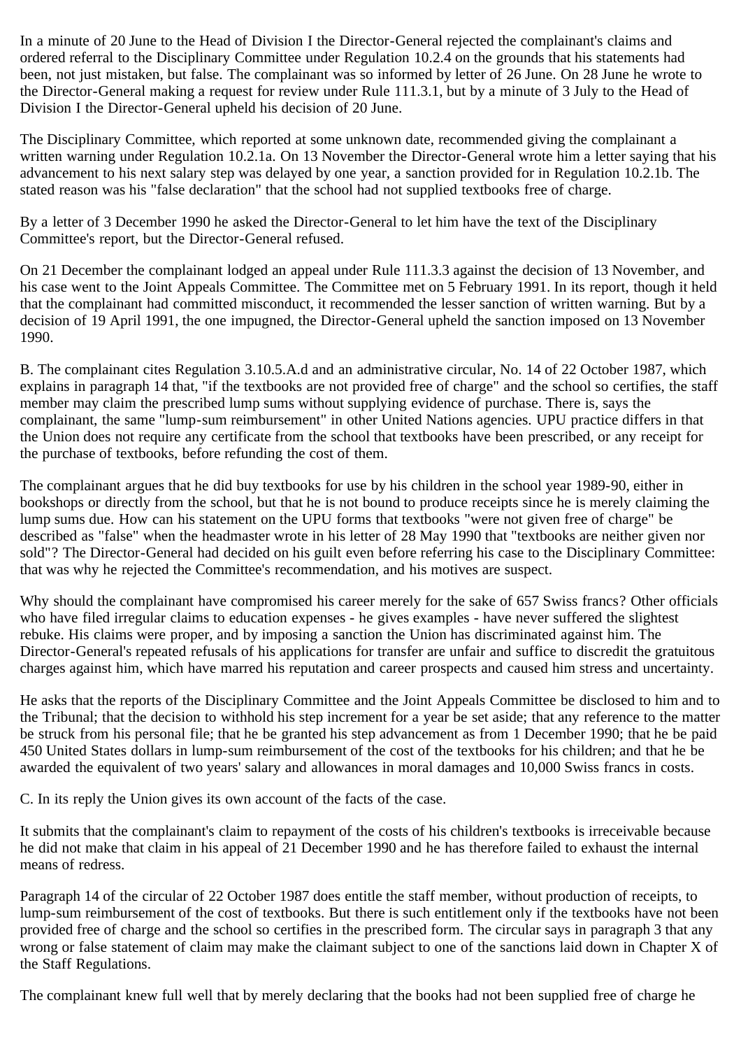In a minute of 20 June to the Head of Division I the Director-General rejected the complainant's claims and ordered referral to the Disciplinary Committee under Regulation 10.2.4 on the grounds that his statements had been, not just mistaken, but false. The complainant was so informed by letter of 26 June. On 28 June he wrote to the Director-General making a request for review under Rule 111.3.1, but by a minute of 3 July to the Head of Division I the Director-General upheld his decision of 20 June.

The Disciplinary Committee, which reported at some unknown date, recommended giving the complainant a written warning under Regulation 10.2.1a. On 13 November the Director-General wrote him a letter saying that his advancement to his next salary step was delayed by one year, a sanction provided for in Regulation 10.2.1b. The stated reason was his "false declaration" that the school had not supplied textbooks free of charge.

By a letter of 3 December 1990 he asked the Director-General to let him have the text of the Disciplinary Committee's report, but the Director-General refused.

On 21 December the complainant lodged an appeal under Rule 111.3.3 against the decision of 13 November, and his case went to the Joint Appeals Committee. The Committee met on 5 February 1991. In its report, though it held that the complainant had committed misconduct, it recommended the lesser sanction of written warning. But by a decision of 19 April 1991, the one impugned, the Director-General upheld the sanction imposed on 13 November 1990.

B. The complainant cites Regulation 3.10.5.A.d and an administrative circular, No. 14 of 22 October 1987, which explains in paragraph 14 that, "if the textbooks are not provided free of charge" and the school so certifies, the staff member may claim the prescribed lump sums without supplying evidence of purchase. There is, says the complainant, the same "lump-sum reimbursement" in other United Nations agencies. UPU practice differs in that the Union does not require any certificate from the school that textbooks have been prescribed, or any receipt for the purchase of textbooks, before refunding the cost of them.

The complainant argues that he did buy textbooks for use by his children in the school year 1989-90, either in bookshops or directly from the school, but that he is not bound to produce receipts since he is merely claiming the lump sums due. How can his statement on the UPU forms that textbooks "were not given free of charge" be described as "false" when the headmaster wrote in his letter of 28 May 1990 that "textbooks are neither given nor sold"? The Director-General had decided on his guilt even before referring his case to the Disciplinary Committee: that was why he rejected the Committee's recommendation, and his motives are suspect.

Why should the complainant have compromised his career merely for the sake of 657 Swiss francs? Other officials who have filed irregular claims to education expenses - he gives examples - have never suffered the slightest rebuke. His claims were proper, and by imposing a sanction the Union has discriminated against him. The Director-General's repeated refusals of his applications for transfer are unfair and suffice to discredit the gratuitous charges against him, which have marred his reputation and career prospects and caused him stress and uncertainty.

He asks that the reports of the Disciplinary Committee and the Joint Appeals Committee be disclosed to him and to the Tribunal; that the decision to withhold his step increment for a year be set aside; that any reference to the matter be struck from his personal file; that he be granted his step advancement as from 1 December 1990; that he be paid 450 United States dollars in lump-sum reimbursement of the cost of the textbooks for his children; and that he be awarded the equivalent of two years' salary and allowances in moral damages and 10,000 Swiss francs in costs.

C. In its reply the Union gives its own account of the facts of the case.

It submits that the complainant's claim to repayment of the costs of his children's textbooks is irreceivable because he did not make that claim in his appeal of 21 December 1990 and he has therefore failed to exhaust the internal means of redress.

Paragraph 14 of the circular of 22 October 1987 does entitle the staff member, without production of receipts, to lump-sum reimbursement of the cost of textbooks. But there is such entitlement only if the textbooks have not been provided free of charge and the school so certifies in the prescribed form. The circular says in paragraph 3 that any wrong or false statement of claim may make the claimant subject to one of the sanctions laid down in Chapter X of the Staff Regulations.

The complainant knew full well that by merely declaring that the books had not been supplied free of charge he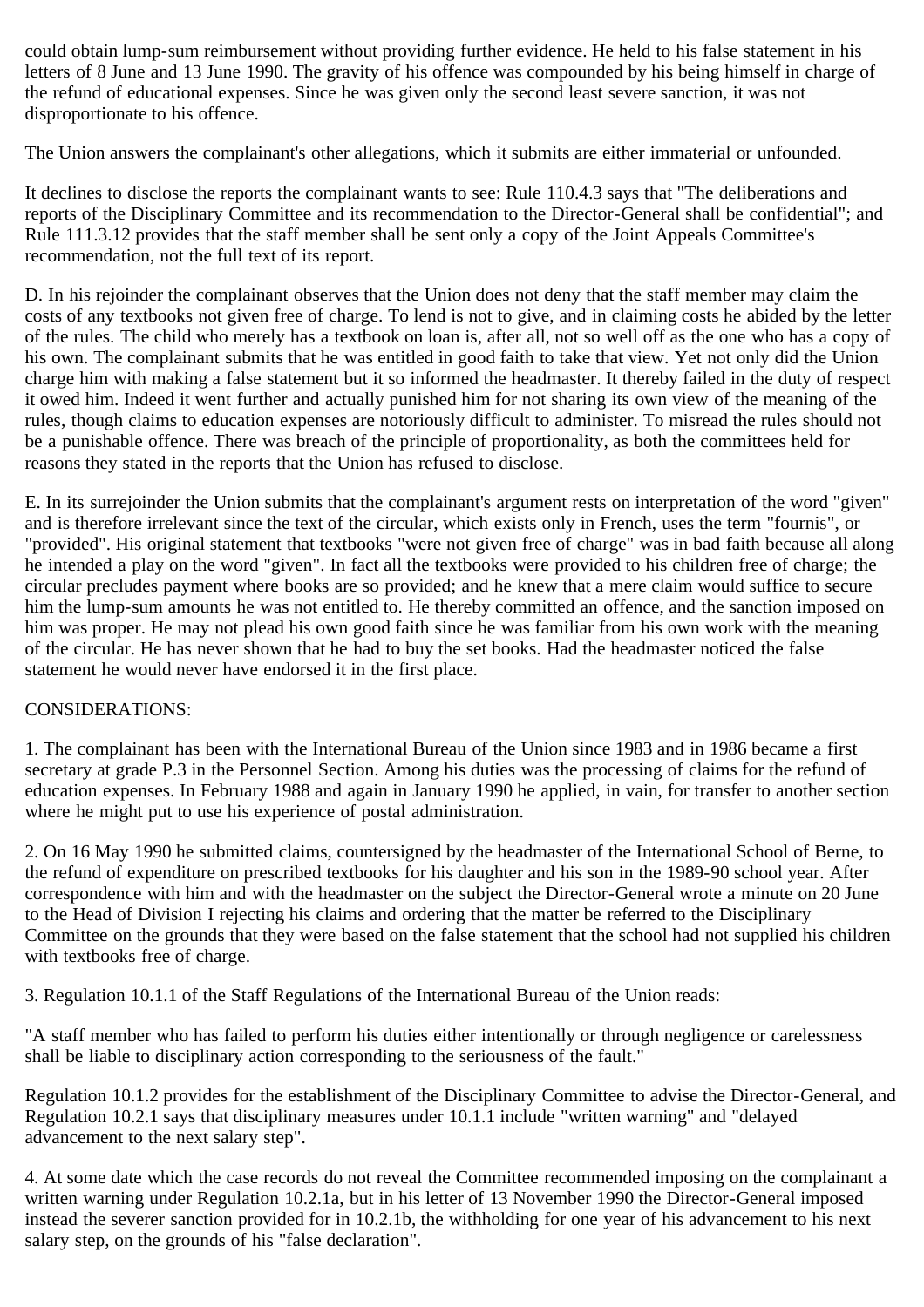could obtain lump-sum reimbursement without providing further evidence. He held to his false statement in his letters of 8 June and 13 June 1990. The gravity of his offence was compounded by his being himself in charge of the refund of educational expenses. Since he was given only the second least severe sanction, it was not disproportionate to his offence.

The Union answers the complainant's other allegations, which it submits are either immaterial or unfounded.

It declines to disclose the reports the complainant wants to see: Rule 110.4.3 says that "The deliberations and reports of the Disciplinary Committee and its recommendation to the Director-General shall be confidential"; and Rule 111.3.12 provides that the staff member shall be sent only a copy of the Joint Appeals Committee's recommendation, not the full text of its report.

D. In his rejoinder the complainant observes that the Union does not deny that the staff member may claim the costs of any textbooks not given free of charge. To lend is not to give, and in claiming costs he abided by the letter of the rules. The child who merely has a textbook on loan is, after all, not so well off as the one who has a copy of his own. The complainant submits that he was entitled in good faith to take that view. Yet not only did the Union charge him with making a false statement but it so informed the headmaster. It thereby failed in the duty of respect it owed him. Indeed it went further and actually punished him for not sharing its own view of the meaning of the rules, though claims to education expenses are notoriously difficult to administer. To misread the rules should not be a punishable offence. There was breach of the principle of proportionality, as both the committees held for reasons they stated in the reports that the Union has refused to disclose.

E. In its surrejoinder the Union submits that the complainant's argument rests on interpretation of the word "given" and is therefore irrelevant since the text of the circular, which exists only in French, uses the term "fournis", or "provided". His original statement that textbooks "were not given free of charge" was in bad faith because all along he intended a play on the word "given". In fact all the textbooks were provided to his children free of charge; the circular precludes payment where books are so provided; and he knew that a mere claim would suffice to secure him the lump-sum amounts he was not entitled to. He thereby committed an offence, and the sanction imposed on him was proper. He may not plead his own good faith since he was familiar from his own work with the meaning of the circular. He has never shown that he had to buy the set books. Had the headmaster noticed the false statement he would never have endorsed it in the first place.

CONSIDERATIONS:

1. The complainant has been with the International Bureau of the Union since 1983 and in 1986 became a first secretary at grade P.3 in the Personnel Section. Among his duties was the processing of claims for the refund of education expenses. In February 1988 and again in January 1990 he applied, in vain, for transfer to another section where he might put to use his experience of postal administration.

2. On 16 May 1990 he submitted claims, countersigned by the headmaster of the International School of Berne, to the refund of expenditure on prescribed textbooks for his daughter and his son in the 1989-90 school year. After correspondence with him and with the headmaster on the subject the Director-General wrote a minute on 20 June to the Head of Division I rejecting his claims and ordering that the matter be referred to the Disciplinary Committee on the grounds that they were based on the false statement that the school had not supplied his children with textbooks free of charge.

3. Regulation 10.1.1 of the Staff Regulations of the International Bureau of the Union reads:

"A staff member who has failed to perform his duties either intentionally or through negligence or carelessness shall be liable to disciplinary action corresponding to the seriousness of the fault."

Regulation 10.1.2 provides for the establishment of the Disciplinary Committee to advise the Director-General, and Regulation 10.2.1 says that disciplinary measures under 10.1.1 include "written warning" and "delayed advancement to the next salary step".

4. At some date which the case records do not reveal the Committee recommended imposing on the complainant a written warning under Regulation 10.2.1a, but in his letter of 13 November 1990 the Director-General imposed instead the severer sanction provided for in 10.2.1b, the withholding for one year of his advancement to his next salary step, on the grounds of his "false declaration".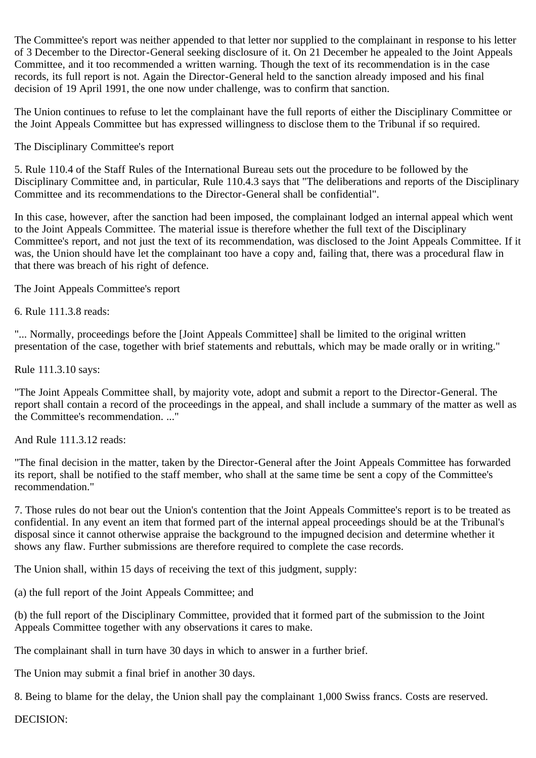The Committee's report was neither appended to that letter nor supplied to the complainant in response to his letter of 3 December to the Director-General seeking disclosure of it. On 21 December he appealed to the Joint Appeals Committee, and it too recommended a written warning. Though the text of its recommendation is in the case records, its full report is not. Again the Director-General held to the sanction already imposed and his final decision of 19 April 1991, the one now under challenge, was to confirm that sanction.

The Union continues to refuse to let the complainant have the full reports of either the Disciplinary Committee or the Joint Appeals Committee but has expressed willingness to disclose them to the Tribunal if so required.

The Disciplinary Committee's report

5. Rule 110.4 of the Staff Rules of the International Bureau sets out the procedure to be followed by the Disciplinary Committee and, in particular, Rule 110.4.3 says that "The deliberations and reports of the Disciplinary Committee and its recommendations to the Director-General shall be confidential".

In this case, however, after the sanction had been imposed, the complainant lodged an internal appeal which went to the Joint Appeals Committee. The material issue is therefore whether the full text of the Disciplinary Committee's report, and not just the text of its recommendation, was disclosed to the Joint Appeals Committee. If it was, the Union should have let the complainant too have a copy and, failing that, there was a procedural flaw in that there was breach of his right of defence.

The Joint Appeals Committee's report

6. Rule 111.3.8 reads:

"... Normally, proceedings before the [Joint Appeals Committee] shall be limited to the original written presentation of the case, together with brief statements and rebuttals, which may be made orally or in writing."

Rule 111.3.10 says:

"The Joint Appeals Committee shall, by majority vote, adopt and submit a report to the Director-General. The report shall contain a record of the proceedings in the appeal, and shall include a summary of the matter as well as the Committee's recommendation. ..."

And Rule 111.3.12 reads:

"The final decision in the matter, taken by the Director-General after the Joint Appeals Committee has forwarded its report, shall be notified to the staff member, who shall at the same time be sent a copy of the Committee's recommendation."

7. Those rules do not bear out the Union's contention that the Joint Appeals Committee's report is to be treated as confidential. In any event an item that formed part of the internal appeal proceedings should be at the Tribunal's disposal since it cannot otherwise appraise the background to the impugned decision and determine whether it shows any flaw. Further submissions are therefore required to complete the case records.

The Union shall, within 15 days of receiving the text of this judgment, supply:

(a) the full report of the Joint Appeals Committee; and

(b) the full report of the Disciplinary Committee, provided that it formed part of the submission to the Joint Appeals Committee together with any observations it cares to make.

The complainant shall in turn have 30 days in which to answer in a further brief.

The Union may submit a final brief in another 30 days.

8. Being to blame for the delay, the Union shall pay the complainant 1,000 Swiss francs. Costs are reserved.

DECISION: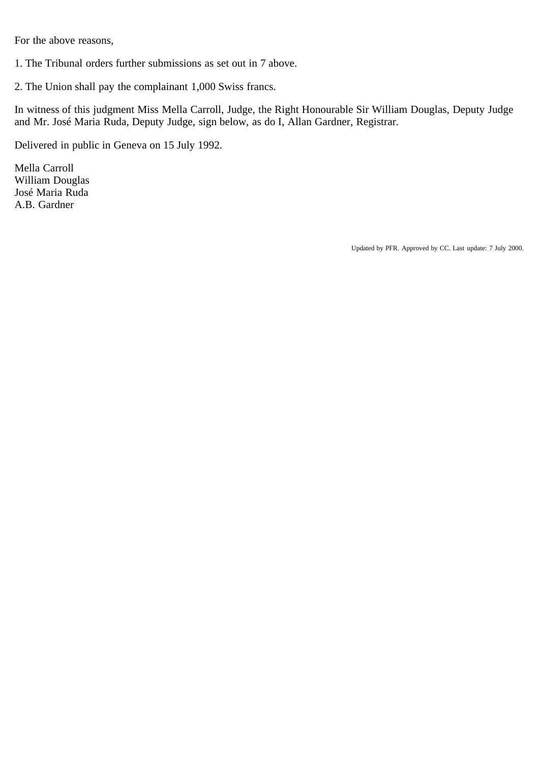For the above reasons,

1. The Tribunal orders further submissions as set out in 7 above.

2. The Union shall pay the complainant 1,000 Swiss francs.

In witness of this judgment Miss Mella Carroll, Judge, the Right Honourable Sir William Douglas, Deputy Judge and Mr. José Maria Ruda, Deputy Judge, sign below, as do I, Allan Gardner, Registrar.

Delivered in public in Geneva on 15 July 1992.

Mella Carroll
William Douglas
José Maria Ruda
A.B. Gardner

Updated by PFR. Approved by CC. Last update: 7 July 2000.